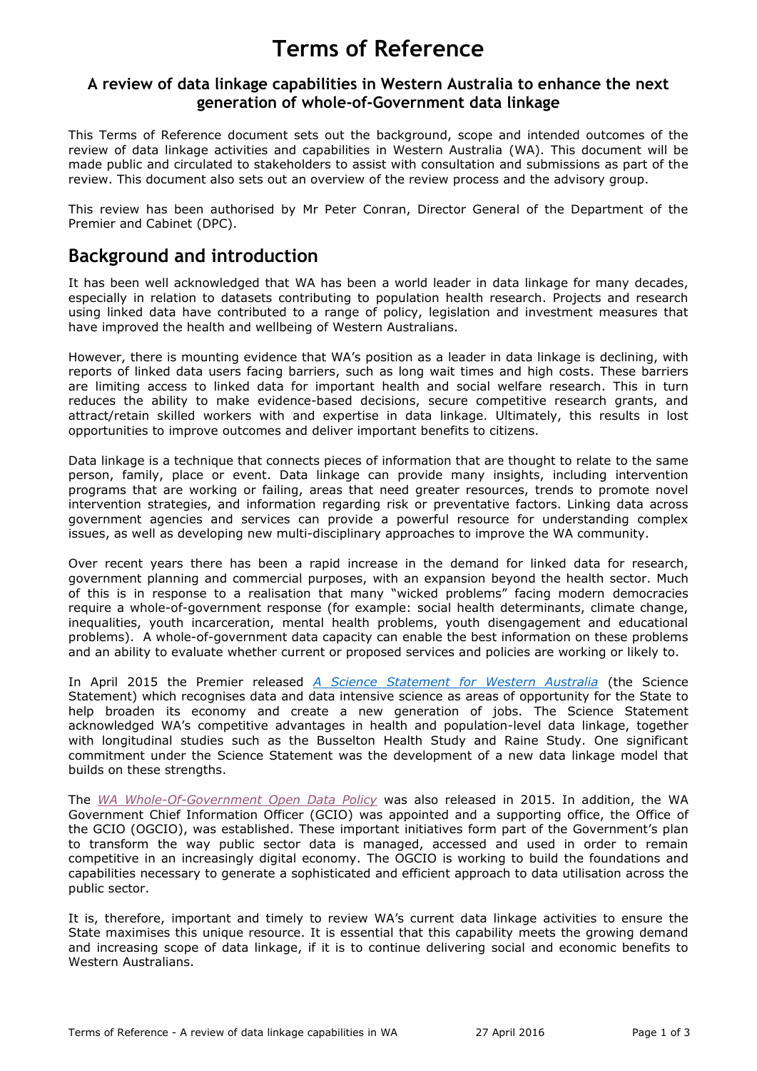# Terms of Reference

### A review of data linkage capabilities in Western Australia to enhance the next generation of whole-of-Government data linkage

This Terms of Reference document sets out the background, scope and intended outcomes of the review of data linkage activities and capabilities in Western Australia (WA). This document will be made public and circulated to stakeholders to assist with consultation and submissions as part of the review. This document also sets out an overview of the review process and the advisory group.

This review has been authorised by Mr Peter Conran, Director General of the Department of the Premier and Cabinet (DPC).

## Background and introduction

It has been well acknowledged that WA has been a world leader in data linkage for many decades, especially in relation to datasets contributing to population health research. Projects and research using linked data have contributed to a range of policy, legislation and investment measures that have improved the health and wellbeing of Western Australians.

However, there is mounting evidence that WA's position as a leader in data linkage is declining, with reports of linked data users facing barriers, such as long wait times and high costs. These barriers are limiting access to linked data for important health and social welfare research. This in turn reduces the ability to make evidence-based decisions, secure competitive research grants, and attract/retain skilled workers with and expertise in data linkage. Ultimately, this results in lost opportunities to improve outcomes and deliver important benefits to citizens.

Data linkage is a technique that connects pieces of information that are thought to relate to the same person, family, place or event. Data linkage can provide many insights, including intervention programs that are working or failing, areas that need greater resources, trends to promote novel intervention strategies, and information regarding risk or preventative factors. Linking data across government agencies and services can provide a powerful resource for understanding complex issues, as well as developing new multi-disciplinary approaches to improve the WA community.

Over recent years there has been a rapid increase in the demand for linked data for research, government planning and commercial purposes, with an expansion beyond the health sector. Much of this is in response to a realisation that many "wicked problems" facing modern democracies require a whole-of-government response (for example: social health determinants, climate change, inequalities, youth incarceration, mental health problems, youth disengagement and educational problems). A whole-of-government data capacity can enable the best information on these problems and an ability to evaluate whether current or proposed services and policies are working or likely to.

In April 2015 the Premier released *A Science Statement for Western Australia* (the Science Statement) which recognises data and data intensive science as areas of opportunity for the State to help broaden its economy and create a new generation of jobs. The Science Statement acknowledged WA's competitive advantages in health and population-level data linkage, together with longitudinal studies such as the Busselton Health Study and Raine Study. One significant commitment under the Science Statement was the development of a new data linkage model that builds on these strengths.

The *WA Whole-Of-Government Open Data Policy* was also released in 2015. In addition, the WA Government Chief Information Officer (GCIO) was appointed and a supporting office, the Office of the GCIO (OGCIO), was established. These important initiatives form part of the Government's plan to transform the way public sector data is managed, accessed and used in order to remain competitive in an increasingly digital economy. The OGCIO is working to build the foundations and capabilities necessary to generate a sophisticated and efficient approach to data utilisation across the public sector.

It is, therefore, important and timely to review WA's current data linkage activities to ensure the State maximises this unique resource. It is essential that this capability meets the growing demand and increasing scope of data linkage, if it is to continue delivering social and economic benefits to Western Australians.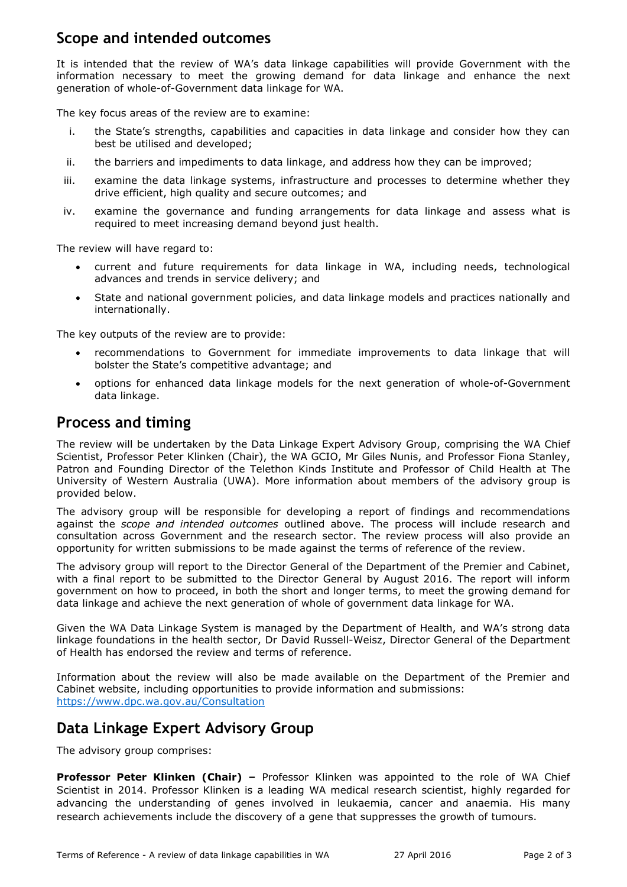## Scope and intended outcomes

It is intended that the review of WA's data linkage capabilities will provide Government with the information necessary to meet the growing demand for data linkage and enhance the next generation of whole-of-Government data linkage for WA.

The key focus areas of the review are to examine:

i. the State's strengths, capabilities and capacities in data linkage and consider how they can best be utilised and developed;
ii. the barriers and impediments to data linkage, and address how they can be improved;
iii. examine the data linkage systems, infrastructure and processes to determine whether they drive efficient, high quality and secure outcomes; and
iv. examine the governance and funding arrangements for data linkage and assess what is required to meet increasing demand beyond just health.

The review will have regard to:

- current and future requirements for data linkage in WA, including needs, technological advances and trends in service delivery; and
- State and national government policies, and data linkage models and practices nationally and internationally.

The key outputs of the review are to provide:

- recommendations to Government for immediate improvements to data linkage that will bolster the State's competitive advantage; and
- options for enhanced data linkage models for the next generation of whole-of-Government data linkage.

## Process and timing

The review will be undertaken by the Data Linkage Expert Advisory Group, comprising the WA Chief Scientist, Professor Peter Klinken (Chair), the WA GCIO, Mr Giles Nunis, and Professor Fiona Stanley, Patron and Founding Director of the Telethon Kinds Institute and Professor of Child Health at The University of Western Australia (UWA). More information about members of the advisory group is provided below.

The advisory group will be responsible for developing a report of findings and recommendations against the *scope and intended outcomes* outlined above. The process will include research and consultation across Government and the research sector. The review process will also provide an opportunity for written submissions to be made against the terms of reference of the review.

The advisory group will report to the Director General of the Department of the Premier and Cabinet, with a final report to be submitted to the Director General by August 2016. The report will inform government on how to proceed, in both the short and longer terms, to meet the growing demand for data linkage and achieve the next generation of whole of government data linkage for WA.

Given the WA Data Linkage System is managed by the Department of Health, and WA's strong data linkage foundations in the health sector, Dr David Russell-Weisz, Director General of the Department of Health has endorsed the review and terms of reference.

Information about the review will also be made available on the Department of the Premier and Cabinet website, including opportunities to provide information and submissions: [https://www.dpc.wa.gov.au/Consultation](https://www.dpc.wa.gov.au/Consultation)

## Data Linkage Expert Advisory Group

The advisory group comprises:

**Professor Peter Klinken (Chair) –** Professor Klinken was appointed to the role of WA Chief Scientist in 2014. Professor Klinken is a leading WA medical research scientist, highly regarded for advancing the understanding of genes involved in leukaemia, cancer and anaemia. His many research achievements include the discovery of a gene that suppresses the growth of tumours.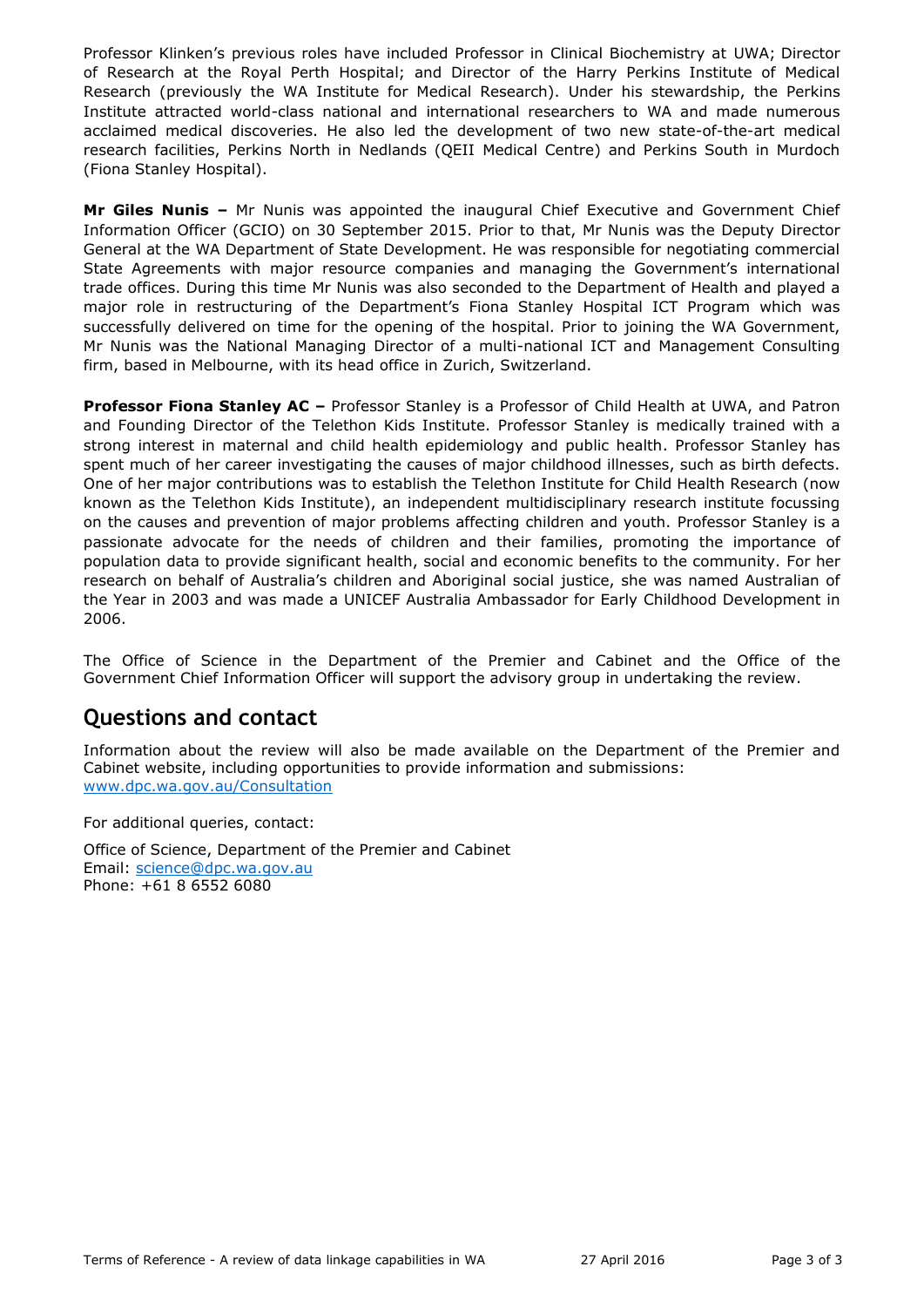Professor Klinken's previous roles have included Professor in Clinical Biochemistry at UWA; Director of Research at the Royal Perth Hospital; and Director of the Harry Perkins Institute of Medical Research (previously the WA Institute for Medical Research). Under his stewardship, the Perkins Institute attracted world-class national and international researchers to WA and made numerous acclaimed medical discoveries. He also led the development of two new state-of-the-art medical research facilities, Perkins North in Nedlands (QEII Medical Centre) and Perkins South in Murdoch (Fiona Stanley Hospital).

**Mr Giles Nunis –** Mr Nunis was appointed the inaugural Chief Executive and Government Chief Information Officer (GCIO) on 30 September 2015. Prior to that, Mr Nunis was the Deputy Director General at the WA Department of State Development. He was responsible for negotiating commercial State Agreements with major resource companies and managing the Government's international trade offices. During this time Mr Nunis was also seconded to the Department of Health and played a major role in restructuring of the Department's Fiona Stanley Hospital ICT Program which was successfully delivered on time for the opening of the hospital. Prior to joining the WA Government, Mr Nunis was the National Managing Director of a multi-national ICT and Management Consulting firm, based in Melbourne, with its head office in Zurich, Switzerland.

**Professor Fiona Stanley AC –** Professor Stanley is a Professor of Child Health at UWA, and Patron and Founding Director of the Telethon Kids Institute. Professor Stanley is medically trained with a strong interest in maternal and child health epidemiology and public health. Professor Stanley has spent much of her career investigating the causes of major childhood illnesses, such as birth defects. One of her major contributions was to establish the Telethon Institute for Child Health Research (now known as the Telethon Kids Institute), an independent multidisciplinary research institute focussing on the causes and prevention of major problems affecting children and youth. Professor Stanley is a passionate advocate for the needs of children and their families, promoting the importance of population data to provide significant health, social and economic benefits to the community. For her research on behalf of Australia's children and Aboriginal social justice, she was named Australian of the Year in 2003 and was made a UNICEF Australia Ambassador for Early Childhood Development in 2006.

The Office of Science in the Department of the Premier and Cabinet and the Office of the Government Chief Information Officer will support the advisory group in undertaking the review.

## Questions and contact

Information about the review will also be made available on the Department of the Premier and Cabinet website, including opportunities to provide information and submissions: www.dpc.wa.gov.au/Consultation

For additional queries, contact:

Office of Science, Department of the Premier and Cabinet
Email: science@dpc.wa.gov.au
Phone: +61 8 6552 6080